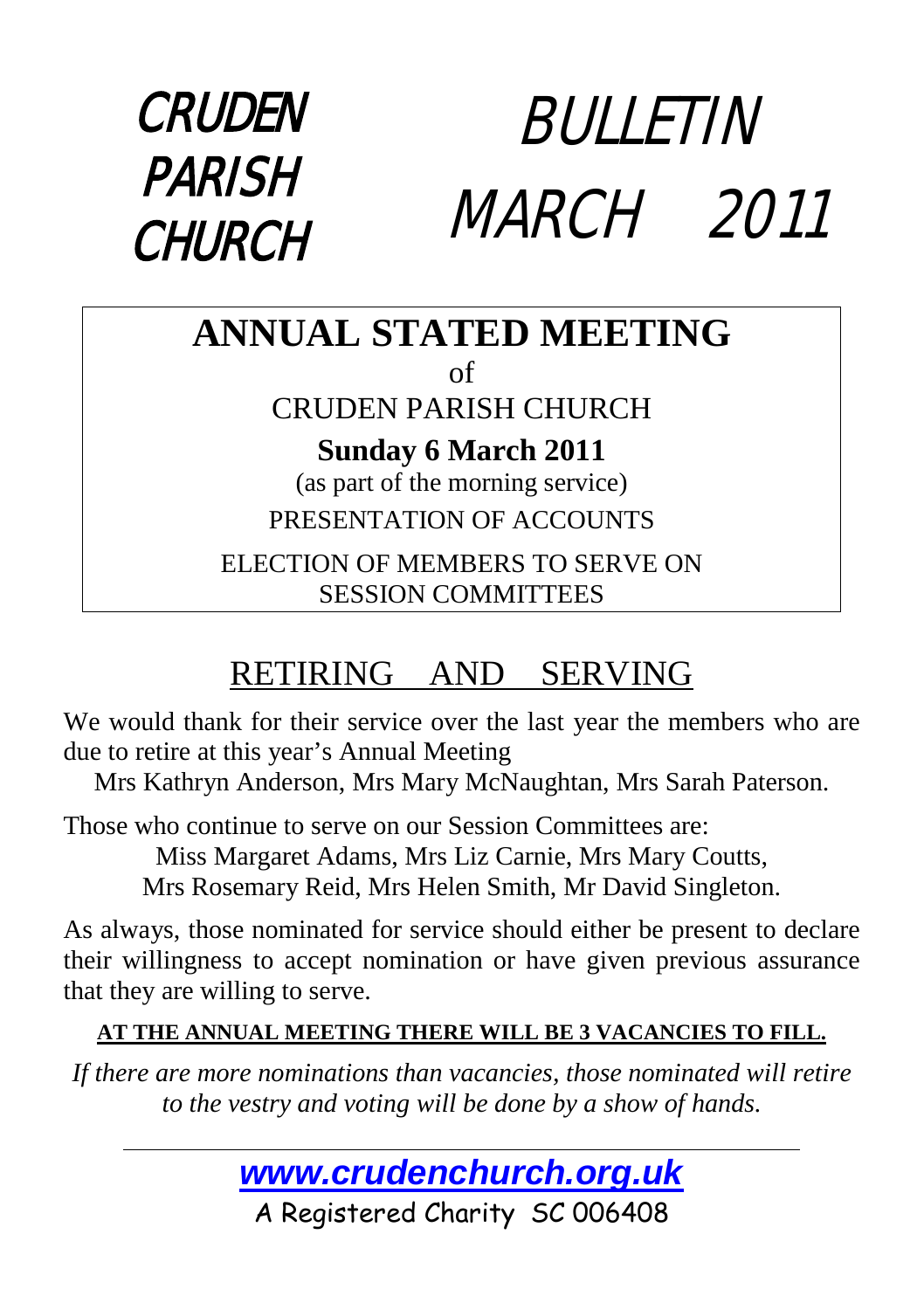# CRUDEN PARISH CHURCH

# BULLETIN MARCH 2011

## ANNUAL STATED MEETING

of

CRUDEN PARISH CHURCH

**Sunday 6 March 2011**

(as part of the morning service)

PRESENTATION OF ACCOUNTS

ELECTION OF MEMBERS TO SERVE ON SESSION COMMITTEES

## RETIRING AND SERVING

We would thank for their service over the last year the members who are due to retire at this year's Annual Meeting

Mrs Kathryn Anderson, Mrs Mary McNaughtan, Mrs Sarah Paterson.

Those who continue to serve on our Session Committees are:

Miss Margaret Adams, Mrs Liz Carnie, Mrs Mary Coutts,
Mrs Rosemary Reid, Mrs Helen Smith, Mr David Singleton.

As always, those nominated for service should either be present to declare their willingness to accept nomination or have given previous assurance that they are willing to serve.

**AT THE ANNUAL MEETING THERE WILL BE 3 VACANCIES TO FILL.**

*If there are more nominations than vacancies, those nominated will retire to the vestry and voting will be done by a show of hands.*

---

***www.crudenchurch.org.uk***

A Registered Charity SC 006408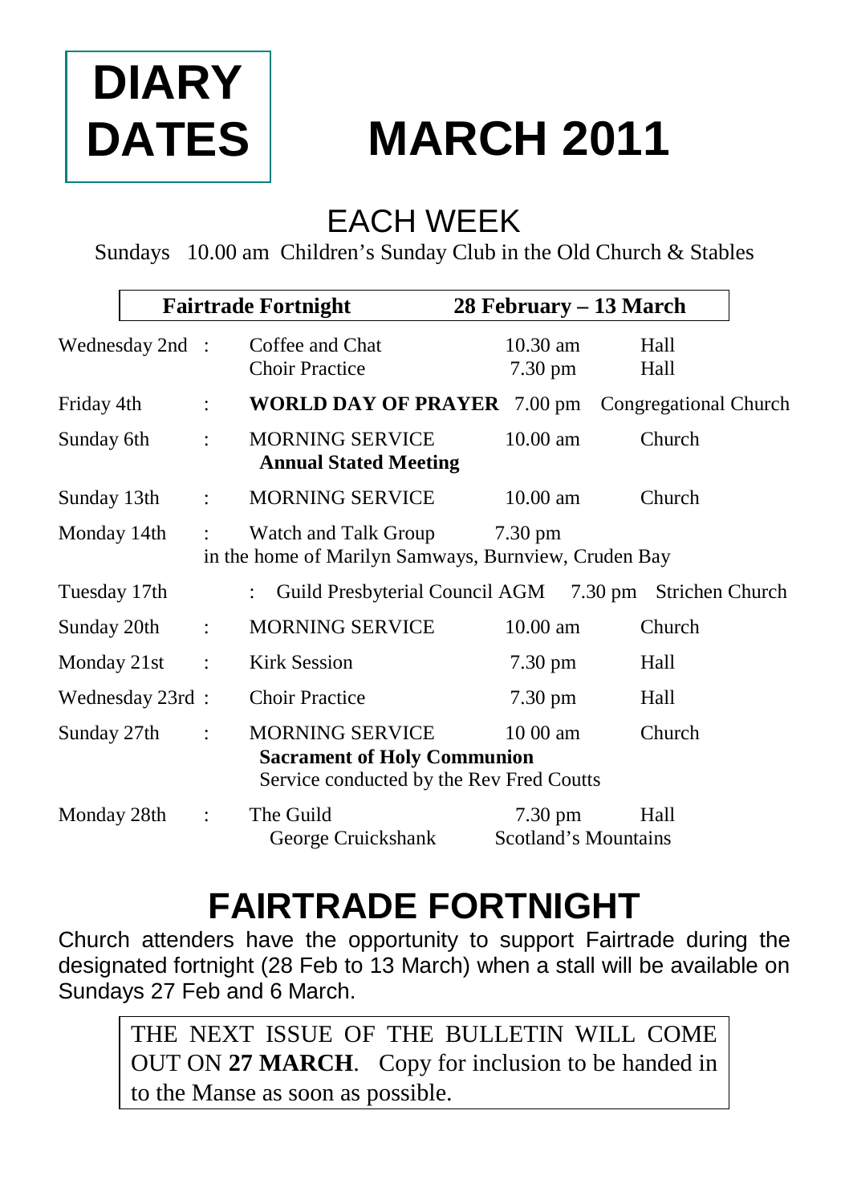# DIARY DATES

# MARCH 2011

## EACH WEEK

Sundays 10.00 am Children's Sunday Club in the Old Church & Stables

| Date | | Event | Time | Venue |
|---|---|---|---|---|
| **Fairtrade Fortnight** | | | **28 February – 13 March** | |
| Wednesday 2nd | : | Coffee and Chat<br>Choir Practice | 10.30 am<br>7.30 pm | Hall<br>Hall |
| Friday 4th | : | **WORLD DAY OF PRAYER** | 7.00 pm | Congregational Church |
| Sunday 6th | : | MORNING SERVICE<br>**Annual Stated Meeting** | 10.00 am | Church |
| Sunday 13th | : | MORNING SERVICE | 10.00 am | Church |
| Monday 14th | : | Watch and Talk Group<br>in the home of Marilyn Samways, Burnview, Cruden Bay | 7.30 pm | |
| Tuesday 17th | : | Guild Presbyterial Council AGM | 7.30 pm | Strichen Church |
| Sunday 20th | : | MORNING SERVICE | 10.00 am | Church |
| Monday 21st | : | Kirk Session | 7.30 pm | Hall |
| Wednesday 23rd | : | Choir Practice | 7.30 pm | Hall |
| Sunday 27th | : | MORNING SERVICE<br>**Sacrament of Holy Communion**<br>Service conducted by the Rev Fred Coutts | 10 00 am | Church |
| Monday 28th | : | The Guild<br>George Cruickshank | 7.30 pm<br>Scotland's Mountains | Hall |

# FAIRTRADE FORTNIGHT

Church attenders have the opportunity to support Fairtrade during the designated fortnight (28 Feb to 13 March) when a stall will be available on Sundays 27 Feb and 6 March.

THE NEXT ISSUE OF THE BULLETIN WILL COME OUT ON **27 MARCH**. Copy for inclusion to be handed in to the Manse as soon as possible.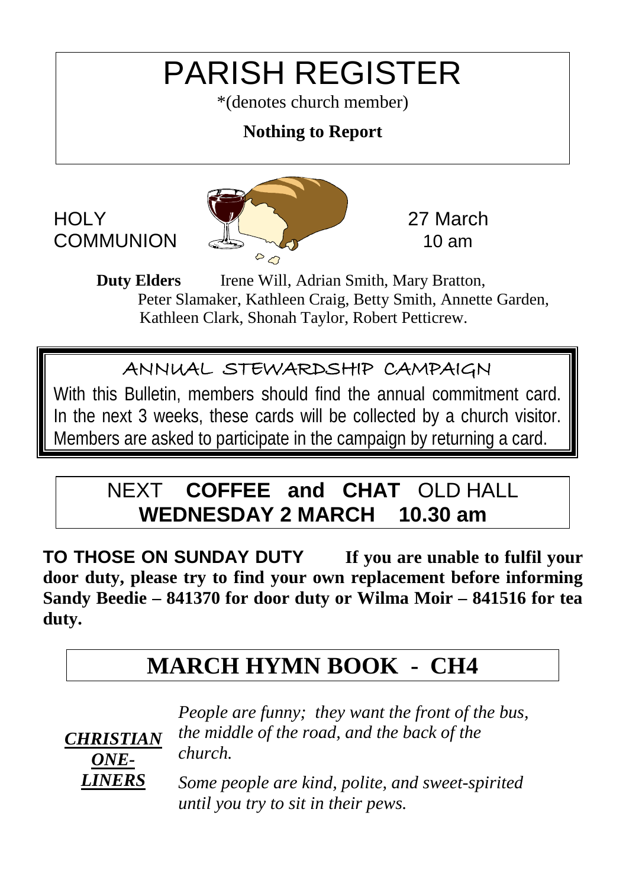# PARISH REGISTER

*(denotes church member)

**Nothing to Report**

HOLY COMMUNION — 27 March 10 am

**Duty Elders** Irene Will, Adrian Smith, Mary Bratton, Peter Slamaker, Kathleen Craig, Betty Smith, Annette Garden, Kathleen Clark, Shonah Taylor, Robert Petticrew.

## ANNUAL STEWARDSHIP CAMPAIGN

With this Bulletin, members should find the annual commitment card. In the next 3 weeks, these cards will be collected by a church visitor. Members are asked to participate in the campaign by returning a card.

## NEXT **COFFEE and CHAT** OLD HALL **WEDNESDAY 2 MARCH 10.30 am**

**TO THOSE ON SUNDAY DUTY If you are unable to fulfil your door duty, please try to find your own replacement before informing Sandy Beedie – 841370 for door duty or Wilma Moir – 841516 for tea duty.**

## MARCH HYMN BOOK - CH4

***CHRISTIAN ONE-LINERS***

*People are funny; they want the front of the bus, the middle of the road, and the back of the church.*

*Some people are kind, polite, and sweet-spirited until you try to sit in their pews.*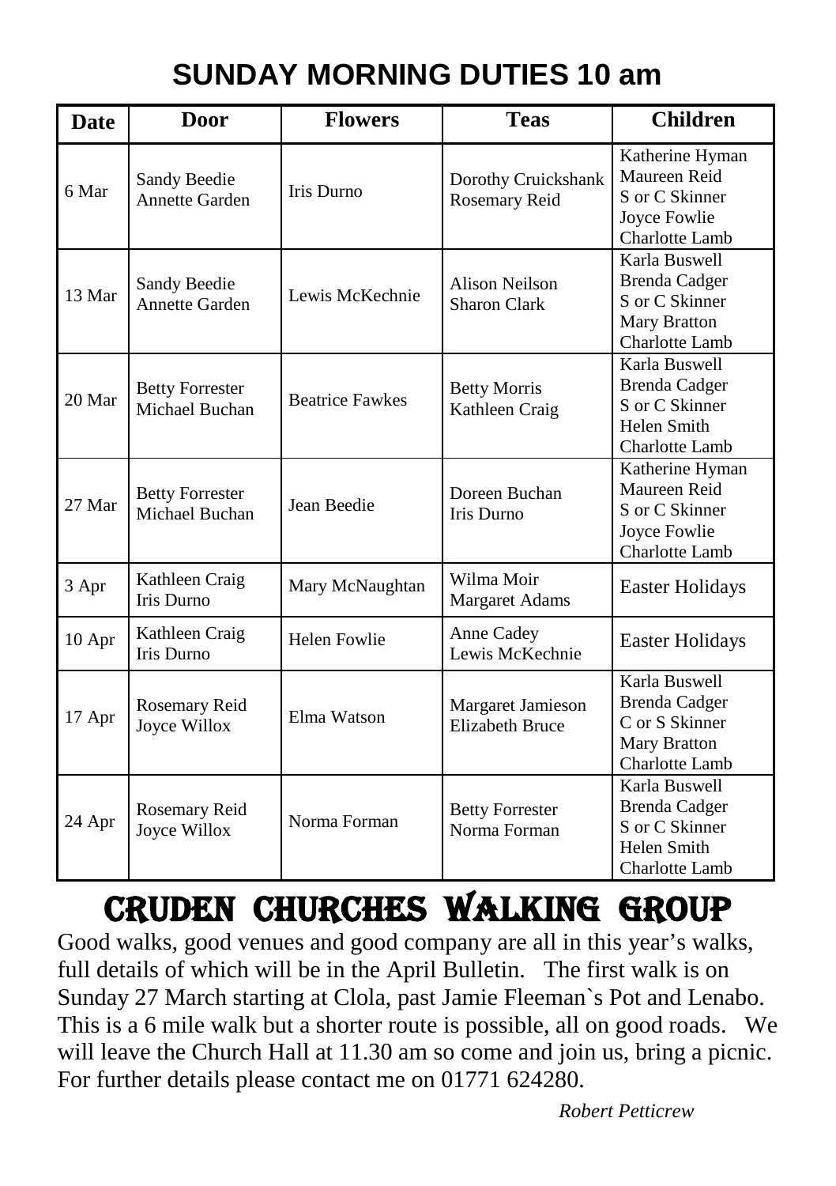# SUNDAY MORNING DUTIES 10 am

| Date | Door | Flowers | Teas | Children |
|---|---|---|---|---|
| 6 Mar | Sandy Beedie<br>Annette Garden | Iris Durno | Dorothy Cruickshank<br>Rosemary Reid | Katherine Hyman<br>Maureen Reid<br>S or C Skinner<br>Joyce Fowlie<br>Charlotte Lamb |
| 13 Mar | Sandy Beedie<br>Annette Garden | Lewis McKechnie | Alison Neilson<br>Sharon Clark | Karla Buswell<br>Brenda Cadger<br>S or C Skinner<br>Mary Bratton<br>Charlotte Lamb |
| 20 Mar | Betty Forrester<br>Michael Buchan | Beatrice Fawkes | Betty Morris<br>Kathleen Craig | Karla Buswell<br>Brenda Cadger<br>S or C Skinner<br>Helen Smith<br>Charlotte Lamb |
| 27 Mar | Betty Forrester<br>Michael Buchan | Jean Beedie | Doreen Buchan<br>Iris Durno | Katherine Hyman<br>Maureen Reid<br>S or C Skinner<br>Joyce Fowlie<br>Charlotte Lamb |
| 3 Apr | Kathleen Craig<br>Iris Durno | Mary McNaughtan | Wilma Moir<br>Margaret Adams | Easter Holidays |
| 10 Apr | Kathleen Craig<br>Iris Durno | Helen Fowlie | Anne Cadey<br>Lewis McKechnie | Easter Holidays |
| 17 Apr | Rosemary Reid<br>Joyce Willox | Elma Watson | Margaret Jamieson<br>Elizabeth Bruce | Karla Buswell<br>Brenda Cadger<br>C or S Skinner<br>Mary Bratton<br>Charlotte Lamb |
| 24 Apr | Rosemary Reid<br>Joyce Willox | Norma Forman | Betty Forrester<br>Norma Forman | Karla Buswell<br>Brenda Cadger<br>S or C Skinner<br>Helen Smith<br>Charlotte Lamb |

# CRUDEN CHURCHES WALKING GROUP

Good walks, good venues and good company are all in this year's walks, full details of which will be in the April Bulletin. The first walk is on Sunday 27 March starting at Clola, past Jamie Fleeman`s Pot and Lenabo. This is a 6 mile walk but a shorter route is possible, all on good roads. We will leave the Church Hall at 11.30 am so come and join us, bring a picnic. For further details please contact me on 01771 624280.

*Robert Petticrew*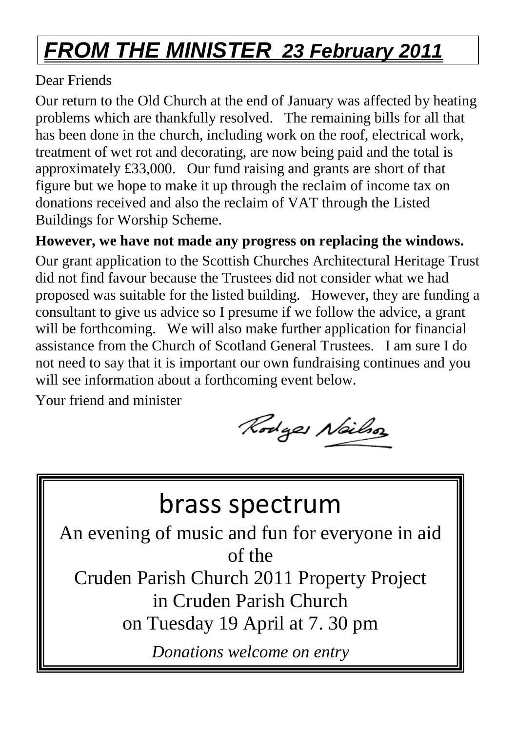# ***FROM THE MINISTER 23 February 2011***

Dear Friends

Our return to the Old Church at the end of January was affected by heating problems which are thankfully resolved. The remaining bills for all that has been done in the church, including work on the roof, electrical work, treatment of wet rot and decorating, are now being paid and the total is approximately £33,000. Our fund raising and grants are short of that figure but we hope to make it up through the reclaim of income tax on donations received and also the reclaim of VAT through the Listed Buildings for Worship Scheme.

**However, we have not made any progress on replacing the windows.**

Our grant application to the Scottish Churches Architectural Heritage Trust did not find favour because the Trustees did not consider what we had proposed was suitable for the listed building. However, they are funding a consultant to give us advice so I presume if we follow the advice, a grant will be forthcoming. We will also make further application for financial assistance from the Church of Scotland General Trustees. I am sure I do not need to say that it is important our own fundraising continues and you will see information about a forthcoming event below.

Your friend and minister

Rodger Neilson

## brass spectrum

An evening of music and fun for everyone in aid of the

Cruden Parish Church 2011 Property Project

in Cruden Parish Church

on Tuesday 19 April at 7. 30 pm

*Donations welcome on entry*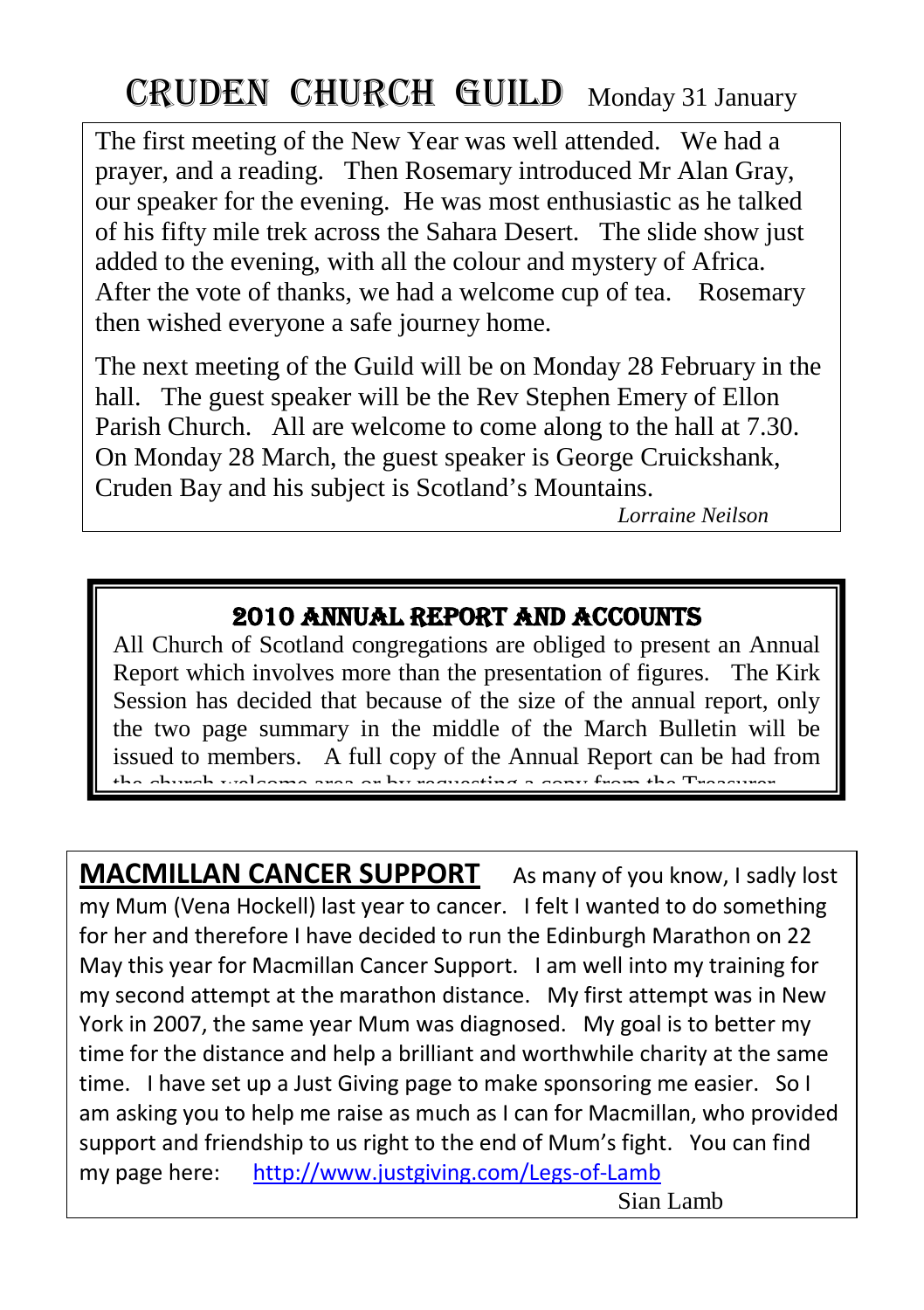# CRUDEN CHURCH GUILD Monday 31 January

The first meeting of the New Year was well attended. We had a prayer, and a reading. Then Rosemary introduced Mr Alan Gray, our speaker for the evening. He was most enthusiastic as he talked of his fifty mile trek across the Sahara Desert. The slide show just added to the evening, with all the colour and mystery of Africa. After the vote of thanks, we had a welcome cup of tea. Rosemary then wished everyone a safe journey home.

The next meeting of the Guild will be on Monday 28 February in the hall. The guest speaker will be the Rev Stephen Emery of Ellon Parish Church. All are welcome to come along to the hall at 7.30. On Monday 28 March, the guest speaker is George Cruickshank, Cruden Bay and his subject is Scotland's Mountains.

*Lorraine Neilson*

## 2010 ANNUAL REPORT AND ACCOUNTS

All Church of Scotland congregations are obliged to present an Annual Report which involves more than the presentation of figures. The Kirk Session has decided that because of the size of the annual report, only the two page summary in the middle of the March Bulletin will be issued to members. A full copy of the Annual Report can be had from the church welcome area or by requesting a copy from the Treasurer.

## MACMILLAN CANCER SUPPORT

As many of you know, I sadly lost my Mum (Vena Hockell) last year to cancer. I felt I wanted to do something for her and therefore I have decided to run the Edinburgh Marathon on 22 May this year for Macmillan Cancer Support. I am well into my training for my second attempt at the marathon distance. My first attempt was in New York in 2007, the same year Mum was diagnosed. My goal is to better my time for the distance and help a brilliant and worthwhile charity at the same time. I have set up a Just Giving page to make sponsoring me easier. So I am asking you to help me raise as much as I can for Macmillan, who provided support and friendship to us right to the end of Mum's fight. You can find my page here: http://www.justgiving.com/Legs-of-Lamb

Sian Lamb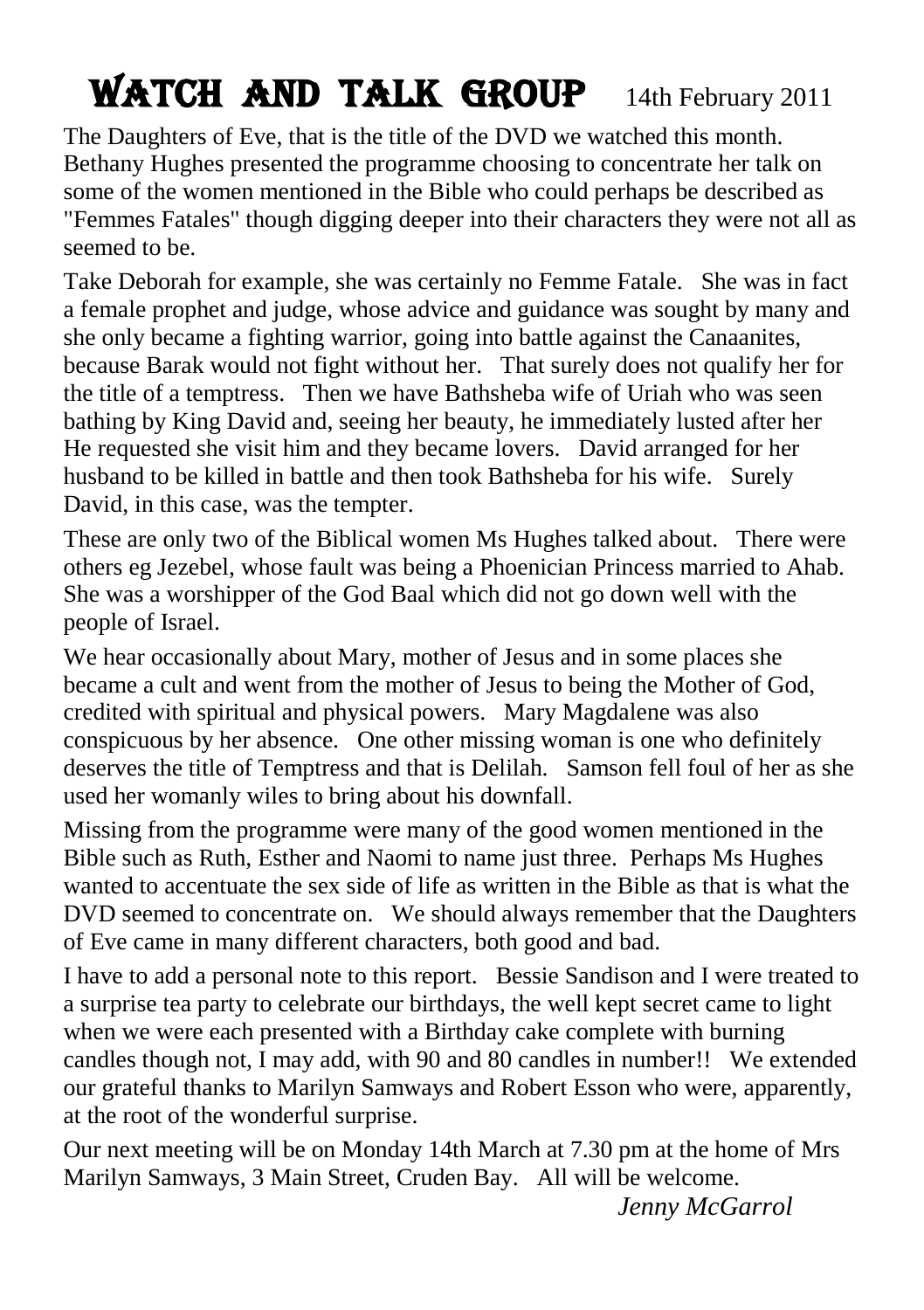# WATCH AND TALK GROUP 14th February 2011

The Daughters of Eve, that is the title of the DVD we watched this month. Bethany Hughes presented the programme choosing to concentrate her talk on some of the women mentioned in the Bible who could perhaps be described as "Femmes Fatales" though digging deeper into their characters they were not all as seemed to be.

Take Deborah for example, she was certainly no Femme Fatale. She was in fact a female prophet and judge, whose advice and guidance was sought by many and she only became a fighting warrior, going into battle against the Canaanites, because Barak would not fight without her. That surely does not qualify her for the title of a temptress. Then we have Bathsheba wife of Uriah who was seen bathing by King David and, seeing her beauty, he immediately lusted after her He requested she visit him and they became lovers. David arranged for her husband to be killed in battle and then took Bathsheba for his wife. Surely David, in this case, was the tempter.

These are only two of the Biblical women Ms Hughes talked about. There were others eg Jezebel, whose fault was being a Phoenician Princess married to Ahab. She was a worshipper of the God Baal which did not go down well with the people of Israel.

We hear occasionally about Mary, mother of Jesus and in some places she became a cult and went from the mother of Jesus to being the Mother of God, credited with spiritual and physical powers. Mary Magdalene was also conspicuous by her absence. One other missing woman is one who definitely deserves the title of Temptress and that is Delilah. Samson fell foul of her as she used her womanly wiles to bring about his downfall.

Missing from the programme were many of the good women mentioned in the Bible such as Ruth, Esther and Naomi to name just three. Perhaps Ms Hughes wanted to accentuate the sex side of life as written in the Bible as that is what the DVD seemed to concentrate on. We should always remember that the Daughters of Eve came in many different characters, both good and bad.

I have to add a personal note to this report. Bessie Sandison and I were treated to a surprise tea party to celebrate our birthdays, the well kept secret came to light when we were each presented with a Birthday cake complete with burning candles though not, I may add, with 90 and 80 candles in number!! We extended our grateful thanks to Marilyn Samways and Robert Esson who were, apparently, at the root of the wonderful surprise.

Our next meeting will be on Monday 14th March at 7.30 pm at the home of Mrs Marilyn Samways, 3 Main Street, Cruden Bay. All will be welcome.

*Jenny McGarrol*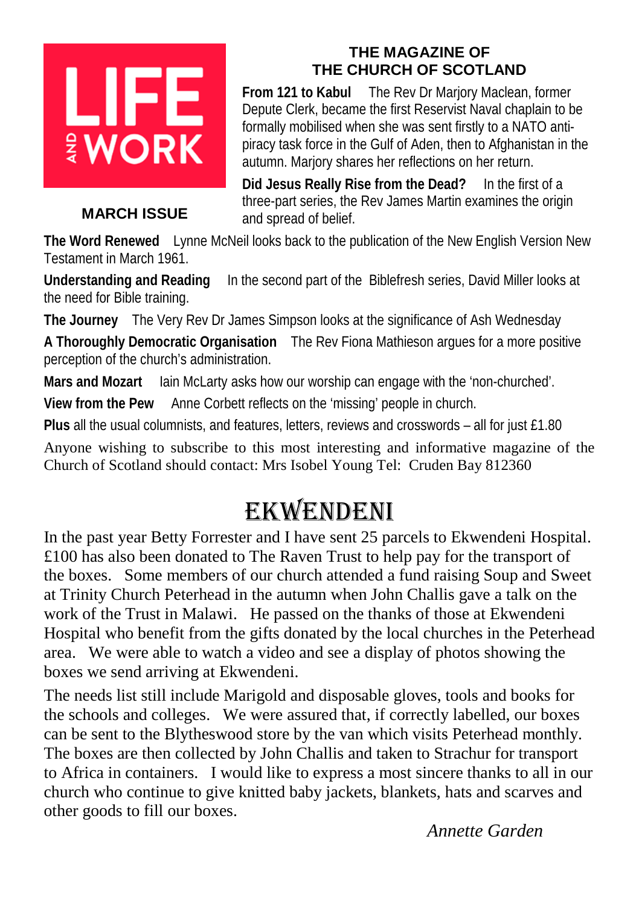LIFE AND WORK

**MARCH ISSUE**

**THE MAGAZINE OF THE CHURCH OF SCOTLAND**

**From 121 to Kabul** The Rev Dr Marjory Maclean, former Depute Clerk, became the first Reservist Naval chaplain to be formally mobilised when she was sent firstly to a NATO anti-piracy task force in the Gulf of Aden, then to Afghanistan in the autumn. Marjory shares her reflections on her return.

**Did Jesus Really Rise from the Dead?** In the first of a three-part series, the Rev James Martin examines the origin and spread of belief.

**The Word Renewed** Lynne McNeil looks back to the publication of the New English Version New Testament in March 1961.

**Understanding and Reading** In the second part of the Biblefresh series, David Miller looks at the need for Bible training.

**The Journey** The Very Rev Dr James Simpson looks at the significance of Ash Wednesday

**A Thoroughly Democratic Organisation** The Rev Fiona Mathieson argues for a more positive perception of the church's administration.

**Mars and Mozart** Iain McLarty asks how our worship can engage with the 'non-churched'.

**View from the Pew** Anne Corbett reflects on the 'missing' people in church.

**Plus** all the usual columnists, and features, letters, reviews and crosswords – all for just £1.80

Anyone wishing to subscribe to this most interesting and informative magazine of the Church of Scotland should contact: Mrs Isobel Young Tel: Cruden Bay 812360

# EKWENDENI

In the past year Betty Forrester and I have sent 25 parcels to Ekwendeni Hospital. £100 has also been donated to The Raven Trust to help pay for the transport of the boxes. Some members of our church attended a fund raising Soup and Sweet at Trinity Church Peterhead in the autumn when John Challis gave a talk on the work of the Trust in Malawi. He passed on the thanks of those at Ekwendeni Hospital who benefit from the gifts donated by the local churches in the Peterhead area. We were able to watch a video and see a display of photos showing the boxes we send arriving at Ekwendeni.

The needs list still include Marigold and disposable gloves, tools and books for the schools and colleges. We were assured that, if correctly labelled, our boxes can be sent to the Blytheswood store by the van which visits Peterhead monthly. The boxes are then collected by John Challis and taken to Strachur for transport to Africa in containers. I would like to express a most sincere thanks to all in our church who continue to give knitted baby jackets, blankets, hats and scarves and other goods to fill our boxes.

*Annette Garden*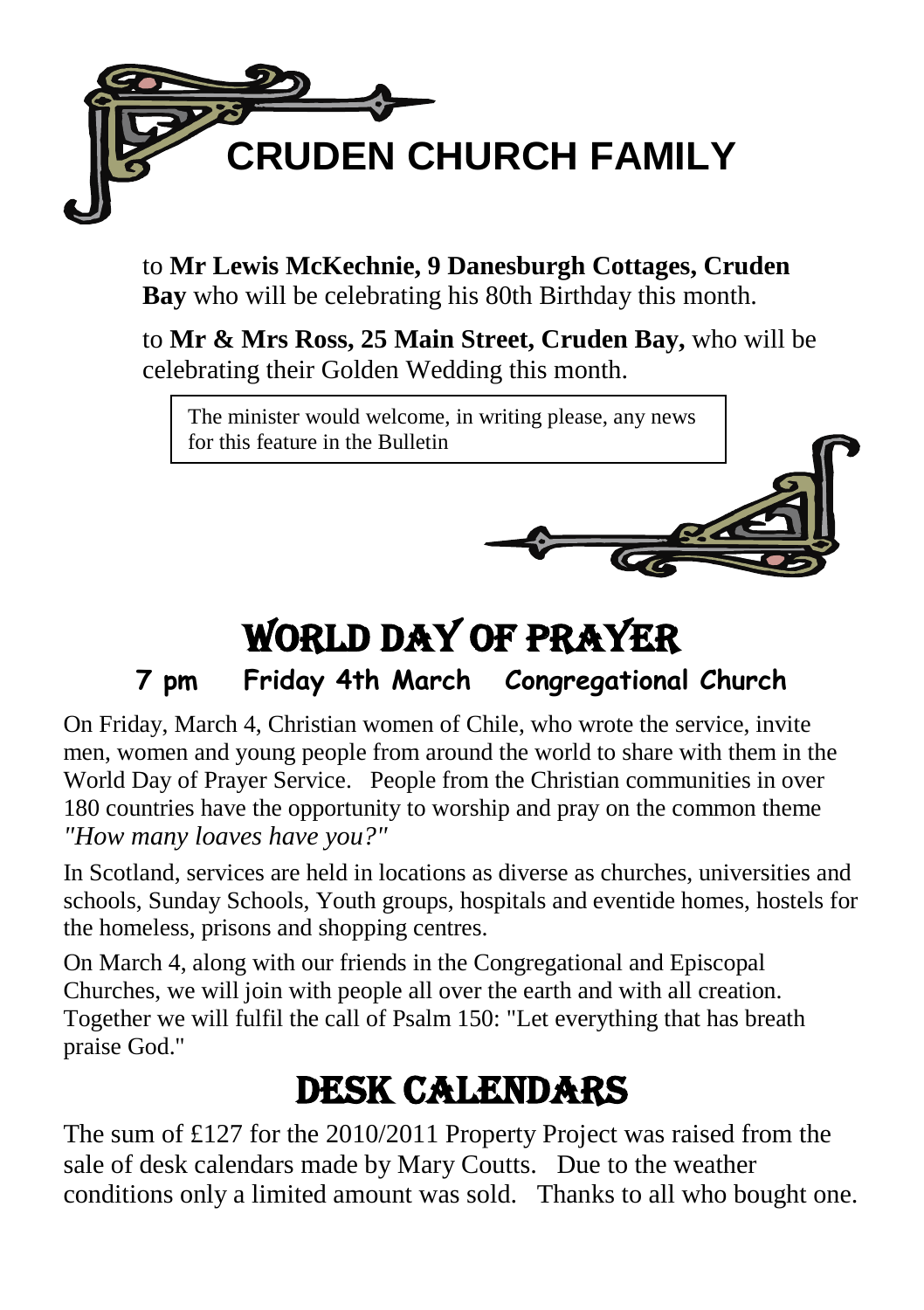# CRUDEN CHURCH FAMILY

to **Mr Lewis McKechnie, 9 Danesburgh Cottages, Cruden Bay** who will be celebrating his 80th Birthday this month.

to **Mr & Mrs Ross, 25 Main Street, Cruden Bay,** who will be celebrating their Golden Wedding this month.

The minister would welcome, in writing please, any news for this feature in the Bulletin

# WORLD DAY OF PRAYER

**7 pm Friday 4th March Congregational Church**

On Friday, March 4, Christian women of Chile, who wrote the service, invite men, women and young people from around the world to share with them in the World Day of Prayer Service. People from the Christian communities in over 180 countries have the opportunity to worship and pray on the common theme *"How many loaves have you?"*

In Scotland, services are held in locations as diverse as churches, universities and schools, Sunday Schools, Youth groups, hospitals and eventide homes, hostels for the homeless, prisons and shopping centres.

On March 4, along with our friends in the Congregational and Episcopal Churches, we will join with people all over the earth and with all creation. Together we will fulfil the call of Psalm 150: "Let everything that has breath praise God."

# DESK CALENDARS

The sum of £127 for the 2010/2011 Property Project was raised from the sale of desk calendars made by Mary Coutts. Due to the weather conditions only a limited amount was sold. Thanks to all who bought one.